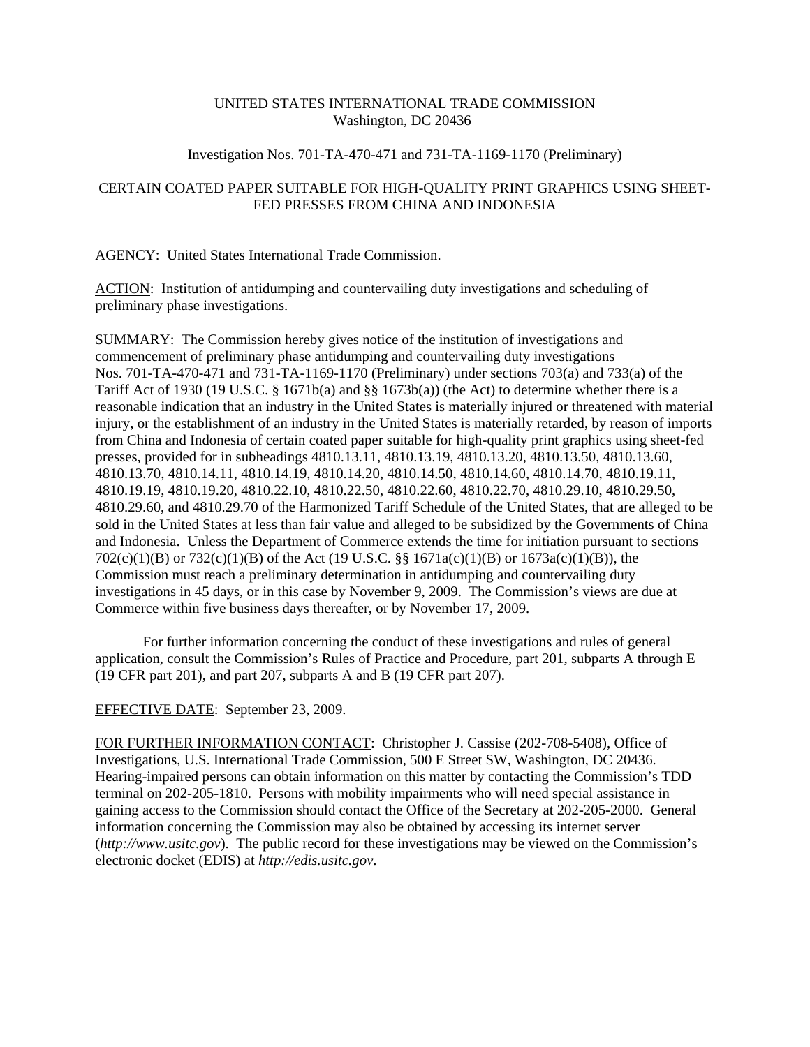UNITED STATES INTERNATIONAL TRADE COMMISSION
Washington, DC 20436

Investigation Nos. 701-TA-470-471 and 731-TA-1169-1170 (Preliminary)

CERTAIN COATED PAPER SUITABLE FOR HIGH-QUALITY PRINT GRAPHICS USING SHEET-FED PRESSES FROM CHINA AND INDONESIA

AGENCY: United States International Trade Commission.

ACTION: Institution of antidumping and countervailing duty investigations and scheduling of preliminary phase investigations.

SUMMARY: The Commission hereby gives notice of the institution of investigations and commencement of preliminary phase antidumping and countervailing duty investigations Nos. 701-TA-470-471 and 731-TA-1169-1170 (Preliminary) under sections 703(a) and 733(a) of the Tariff Act of 1930 (19 U.S.C. § 1671b(a) and §§ 1673b(a)) (the Act) to determine whether there is a reasonable indication that an industry in the United States is materially injured or threatened with material injury, or the establishment of an industry in the United States is materially retarded, by reason of imports from China and Indonesia of certain coated paper suitable for high-quality print graphics using sheet-fed presses, provided for in subheadings 4810.13.11, 4810.13.19, 4810.13.20, 4810.13.50, 4810.13.60, 4810.13.70, 4810.14.11, 4810.14.19, 4810.14.20, 4810.14.50, 4810.14.60, 4810.14.70, 4810.19.11, 4810.19.19, 4810.19.20, 4810.22.10, 4810.22.50, 4810.22.60, 4810.22.70, 4810.29.10, 4810.29.50, 4810.29.60, and 4810.29.70 of the Harmonized Tariff Schedule of the United States, that are alleged to be sold in the United States at less than fair value and alleged to be subsidized by the Governments of China and Indonesia. Unless the Department of Commerce extends the time for initiation pursuant to sections 702(c)(1)(B) or 732(c)(1)(B) of the Act (19 U.S.C. §§ 1671a(c)(1)(B) or 1673a(c)(1)(B)), the Commission must reach a preliminary determination in antidumping and countervailing duty investigations in 45 days, or in this case by November 9, 2009. The Commission's views are due at Commerce within five business days thereafter, or by November 17, 2009.

For further information concerning the conduct of these investigations and rules of general application, consult the Commission's Rules of Practice and Procedure, part 201, subparts A through E (19 CFR part 201), and part 207, subparts A and B (19 CFR part 207).

EFFECTIVE DATE: September 23, 2009.

FOR FURTHER INFORMATION CONTACT: Christopher J. Cassise (202-708-5408), Office of Investigations, U.S. International Trade Commission, 500 E Street SW, Washington, DC 20436. Hearing-impaired persons can obtain information on this matter by contacting the Commission's TDD terminal on 202-205-1810. Persons with mobility impairments who will need special assistance in gaining access to the Commission should contact the Office of the Secretary at 202-205-2000. General information concerning the Commission may also be obtained by accessing its internet server (*http://www.usitc.gov*). The public record for these investigations may be viewed on the Commission's electronic docket (EDIS) at *http://edis.usitc.gov*.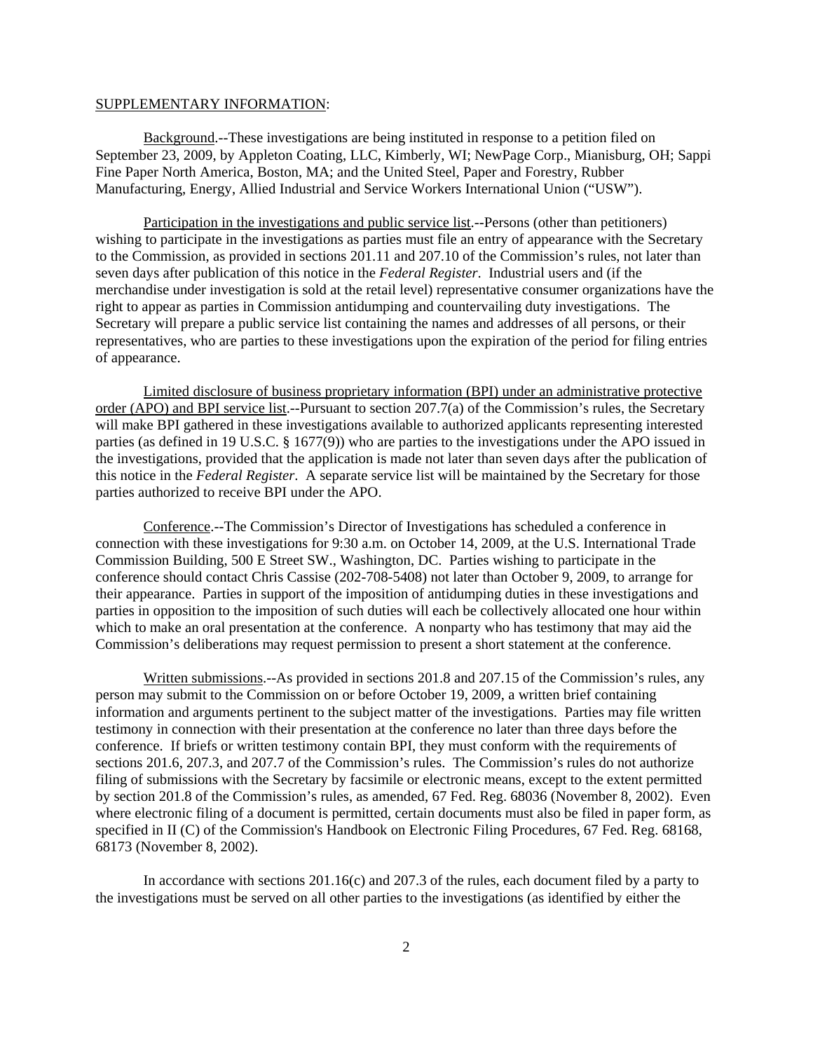SUPPLEMENTARY INFORMATION:

Background.--These investigations are being instituted in response to a petition filed on September 23, 2009, by Appleton Coating, LLC, Kimberly, WI; NewPage Corp., Mianisburg, OH; Sappi Fine Paper North America, Boston, MA; and the United Steel, Paper and Forestry, Rubber Manufacturing, Energy, Allied Industrial and Service Workers International Union ("USW").

Participation in the investigations and public service list.--Persons (other than petitioners) wishing to participate in the investigations as parties must file an entry of appearance with the Secretary to the Commission, as provided in sections 201.11 and 207.10 of the Commission's rules, not later than seven days after publication of this notice in the *Federal Register*. Industrial users and (if the merchandise under investigation is sold at the retail level) representative consumer organizations have the right to appear as parties in Commission antidumping and countervailing duty investigations. The Secretary will prepare a public service list containing the names and addresses of all persons, or their representatives, who are parties to these investigations upon the expiration of the period for filing entries of appearance.

Limited disclosure of business proprietary information (BPI) under an administrative protective order (APO) and BPI service list.--Pursuant to section 207.7(a) of the Commission's rules, the Secretary will make BPI gathered in these investigations available to authorized applicants representing interested parties (as defined in 19 U.S.C. § 1677(9)) who are parties to the investigations under the APO issued in the investigations, provided that the application is made not later than seven days after the publication of this notice in the *Federal Register*. A separate service list will be maintained by the Secretary for those parties authorized to receive BPI under the APO.

Conference.--The Commission's Director of Investigations has scheduled a conference in connection with these investigations for 9:30 a.m. on October 14, 2009, at the U.S. International Trade Commission Building, 500 E Street SW., Washington, DC. Parties wishing to participate in the conference should contact Chris Cassise (202-708-5408) not later than October 9, 2009, to arrange for their appearance. Parties in support of the imposition of antidumping duties in these investigations and parties in opposition to the imposition of such duties will each be collectively allocated one hour within which to make an oral presentation at the conference. A nonparty who has testimony that may aid the Commission's deliberations may request permission to present a short statement at the conference.

Written submissions.--As provided in sections 201.8 and 207.15 of the Commission's rules, any person may submit to the Commission on or before October 19, 2009, a written brief containing information and arguments pertinent to the subject matter of the investigations. Parties may file written testimony in connection with their presentation at the conference no later than three days before the conference. If briefs or written testimony contain BPI, they must conform with the requirements of sections 201.6, 207.3, and 207.7 of the Commission's rules. The Commission's rules do not authorize filing of submissions with the Secretary by facsimile or electronic means, except to the extent permitted by section 201.8 of the Commission's rules, as amended, 67 Fed. Reg. 68036 (November 8, 2002). Even where electronic filing of a document is permitted, certain documents must also be filed in paper form, as specified in II (C) of the Commission's Handbook on Electronic Filing Procedures, 67 Fed. Reg. 68168, 68173 (November 8, 2002).

In accordance with sections 201.16(c) and 207.3 of the rules, each document filed by a party to the investigations must be served on all other parties to the investigations (as identified by either the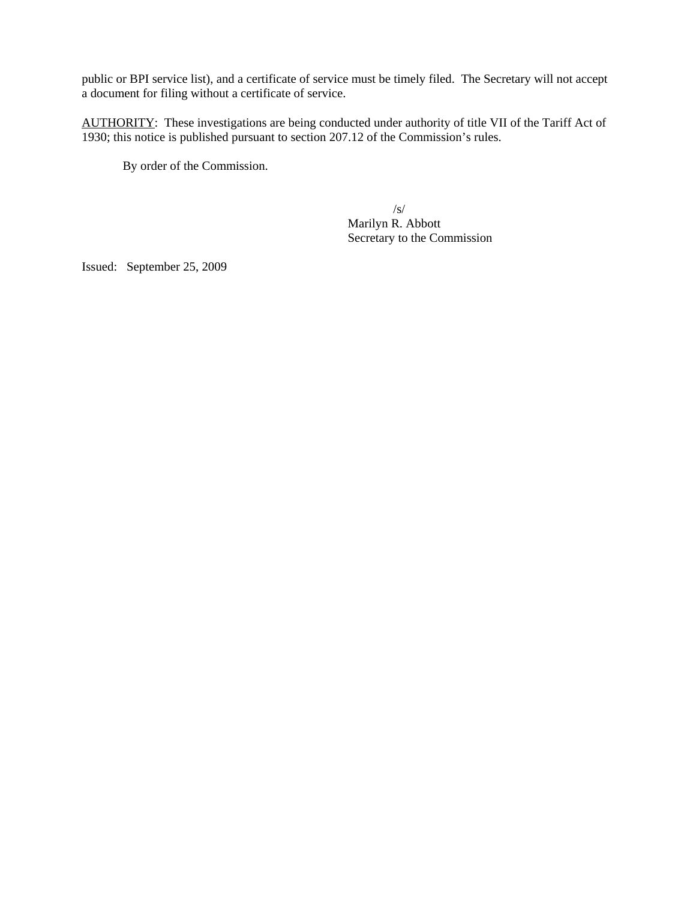public or BPI service list), and a certificate of service must be timely filed. The Secretary will not accept a document for filing without a certificate of service.

AUTHORITY: These investigations are being conducted under authority of title VII of the Tariff Act of 1930; this notice is published pursuant to section 207.12 of the Commission's rules.

By order of the Commission.

/s/
Marilyn R. Abbott
Secretary to the Commission

Issued: September 25, 2009